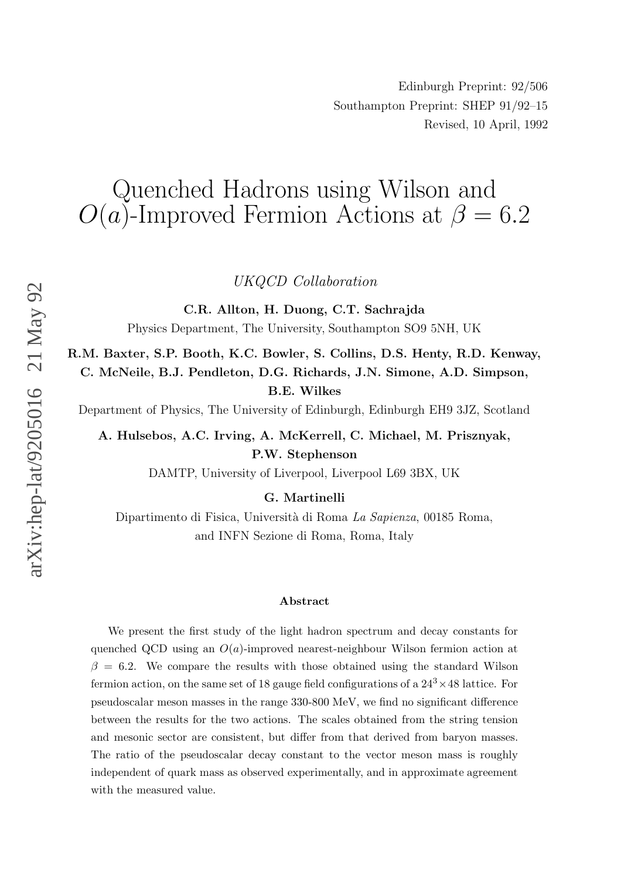Edinburgh Preprint: 92/506

Southampton Preprint: SHEP 91/92–15

Revised, 10 April, 1992

# Quenched Hadrons using Wilson and $O(a)$-Improved Fermion Actions at $\beta = 6.2$

*UKQCD Collaboration*

**C.R. Allton, H. Duong, C.T. Sachrajda**

Physics Department, The University, Southampton SO9 5NH, UK

**R.M. Baxter, S.P. Booth, K.C. Bowler, S. Collins, D.S. Henty, R.D. Kenway, C. McNeile, B.J. Pendleton, D.G. Richards, J.N. Simone, A.D. Simpson, B.E. Wilkes**

Department of Physics, The University of Edinburgh, Edinburgh EH9 3JZ, Scotland

**A. Hulsebos, A.C. Irving, A. McKerrell, C. Michael, M. Prisznyak, P.W. Stephenson**

DAMTP, University of Liverpool, Liverpool L69 3BX, UK

**G. Martinelli**

Dipartimento di Fisica, Università di Roma *La Sapienza*, 00185 Roma, and INFN Sezione di Roma, Roma, Italy

### Abstract

We present the first study of the light hadron spectrum and decay constants for quenched QCD using an $O(a)$-improved nearest-neighbour Wilson fermion action at $\beta = 6.2$. We compare the results with those obtained using the standard Wilson fermion action, on the same set of 18 gauge field configurations of a $24^3 \times 48$ lattice. For pseudoscalar meson masses in the range 330-800 MeV, we find no significant difference between the results for the two actions. The scales obtained from the string tension and mesonic sector are consistent, but differ from that derived from baryon masses. The ratio of the pseudoscalar decay constant to the vector meson mass is roughly independent of quark mass as observed experimentally, and in approximate agreement with the measured value.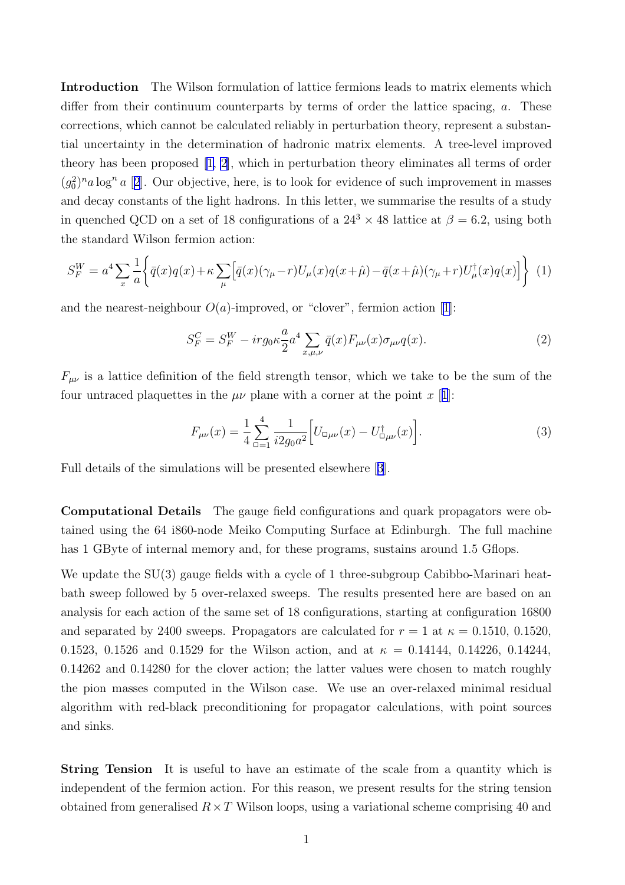**Introduction** The Wilson formulation of lattice fermions leads to matrix elements which differ from their continuum counterparts by terms of order the lattice spacing, $a$. These corrections, which cannot be calculated reliably in perturbation theory, represent a substantial uncertainty in the determination of hadronic matrix elements. A tree-level improved theory has been proposed [1, 2], which in perturbation theory eliminates all terms of order $(g_0^2)^n a \log^n a$ [2]. Our objective, here, is to look for evidence of such improvement in masses and decay constants of the light hadrons. In this letter, we summarise the results of a study in quenched QCD on a set of 18 configurations of a $24^3 \times 48$ lattice at $\beta = 6.2$, using both the standard Wilson fermion action:

$$S_F^W = a^4 \sum_x \frac{1}{a} \left\{ \bar{q}(x) q(x) + \kappa \sum_\mu \Big[ \bar{q}(x)(\gamma_\mu - r) U_\mu(x) q(x+\hat{\mu}) - \bar{q}(x+\hat{\mu})(\gamma_\mu + r) U_\mu^\dagger(x) q(x) \Big] \right\} \quad (1)$$

and the nearest-neighbour $O(a)$-improved, or "clover", fermion action [1]:

$$S_F^C = S_F^W - irg_0 \kappa \frac{a}{2} a^4 \sum_{x,\mu,\nu} \bar{q}(x) F_{\mu\nu}(x) \sigma_{\mu\nu} q(x). \quad (2)$$

$F_{\mu\nu}$ is a lattice definition of the field strength tensor, which we take to be the sum of the four untraced plaquettes in the $\mu\nu$ plane with a corner at the point $x$ [1]:

$$F_{\mu\nu}(x) = \frac{1}{4} \sum_{\Box=1}^{4} \frac{1}{i2g_0 a^2} \Big[ U_{\Box\mu\nu}(x) - U_{\Box\mu\nu}^\dagger(x) \Big]. \quad (3)$$

Full details of the simulations will be presented elsewhere [3].

**Computational Details** The gauge field configurations and quark propagators were obtained using the 64 i860-node Meiko Computing Surface at Edinburgh. The full machine has 1 GByte of internal memory and, for these programs, sustains around 1.5 Gflops.

We update the SU(3) gauge fields with a cycle of 1 three-subgroup Cabibbo-Marinari heatbath sweep followed by 5 over-relaxed sweeps. The results presented here are based on an analysis for each action of the same set of 18 configurations, starting at configuration 16800 and separated by 2400 sweeps. Propagators are calculated for $r = 1$ at $\kappa = 0.1510$, 0.1520, 0.1523, 0.1526 and 0.1529 for the Wilson action, and at $\kappa = 0.14144$, 0.14226, 0.14244, 0.14262 and 0.14280 for the clover action; the latter values were chosen to match roughly the pion masses computed in the Wilson case. We use an over-relaxed minimal residual algorithm with red-black preconditioning for propagator calculations, with point sources and sinks.

**String Tension** It is useful to have an estimate of the scale from a quantity which is independent of the fermion action. For this reason, we present results for the string tension obtained from generalised $R \times T$ Wilson loops, using a variational scheme comprising 40 and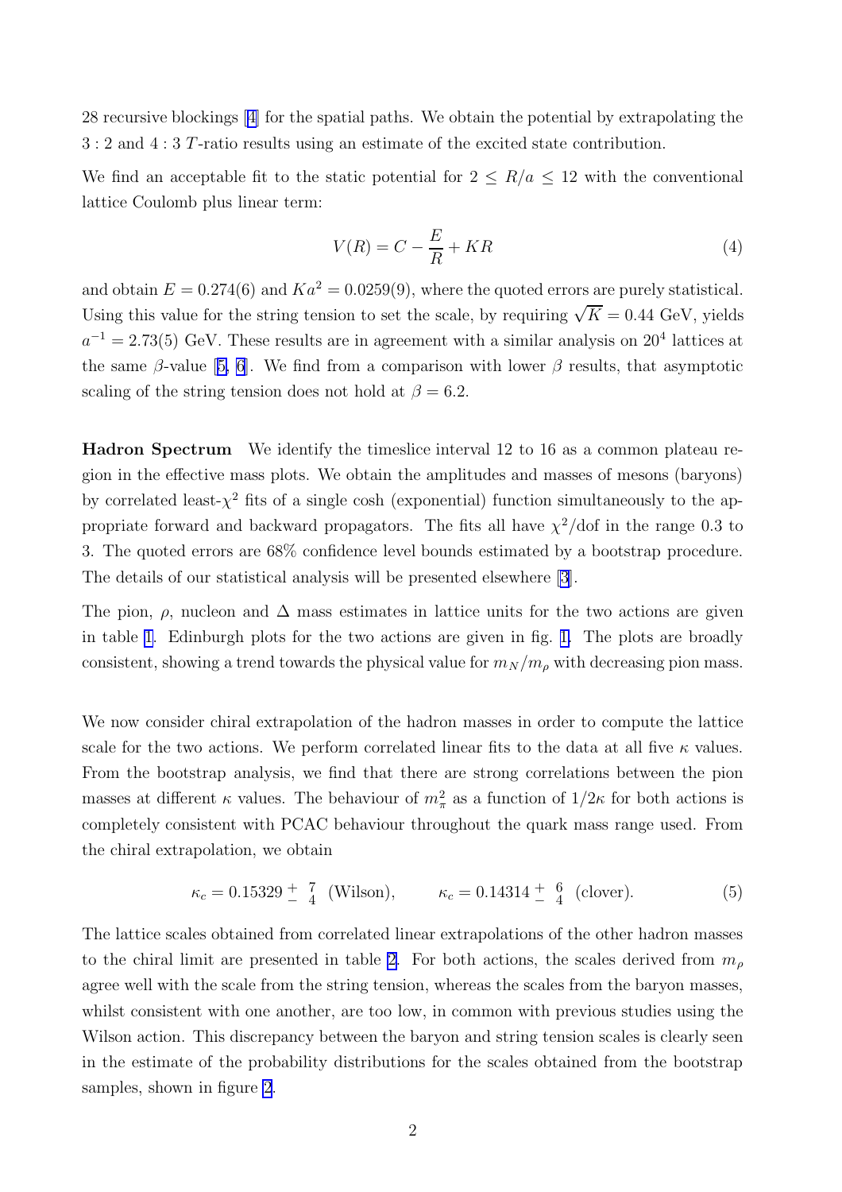28 recursive blockings [4] for the spatial paths. We obtain the potential by extrapolating the $3:2$ and $4:3$ $T$-ratio results using an estimate of the excited state contribution.

We find an acceptable fit to the static potential for $2 \leq R/a \leq 12$ with the conventional lattice Coulomb plus linear term:

$$V(R) = C - \frac{E}{R} + KR \tag{4}$$

and obtain $E = 0.274(6)$ and $Ka^2 = 0.0259(9)$, where the quoted errors are purely statistical. Using this value for the string tension to set the scale, by requiring $\sqrt{K} = 0.44$ GeV, yields $a^{-1} = 2.73(5)$ GeV. These results are in agreement with a similar analysis on $20^4$ lattices at the same $\beta$-value [5, 6]. We find from a comparison with lower $\beta$ results, that asymptotic scaling of the string tension does not hold at $\beta = 6.2$.

**Hadron Spectrum** We identify the timeslice interval 12 to 16 as a common plateau region in the effective mass plots. We obtain the amplitudes and masses of mesons (baryons) by correlated least-$\chi^2$ fits of a single cosh (exponential) function simultaneously to the appropriate forward and backward propagators. The fits all have $\chi^2$/dof in the range 0.3 to 3. The quoted errors are 68% confidence level bounds estimated by a bootstrap procedure. The details of our statistical analysis will be presented elsewhere [3].

The pion, $\rho$, nucleon and $\Delta$ mass estimates in lattice units for the two actions are given in table 1. Edinburgh plots for the two actions are given in fig. 1. The plots are broadly consistent, showing a trend towards the physical value for $m_N/m_\rho$ with decreasing pion mass.

We now consider chiral extrapolation of the hadron masses in order to compute the lattice scale for the two actions. We perform correlated linear fits to the data at all five $\kappa$ values. From the bootstrap analysis, we find that there are strong correlations between the pion masses at different $\kappa$ values. The behaviour of $m_\pi^2$ as a function of $1/2\kappa$ for both actions is completely consistent with PCAC behaviour throughout the quark mass range used. From the chiral extrapolation, we obtain

$$\kappa_c = 0.15329 {}^{+}_{-}{}^{7}_{4} \ \text{(Wilson)}, \qquad \kappa_c = 0.14314 {}^{+}_{-}{}^{6}_{4} \ \text{(clover)}. \tag{5}$$

The lattice scales obtained from correlated linear extrapolations of the other hadron masses to the chiral limit are presented in table 2. For both actions, the scales derived from $m_\rho$ agree well with the scale from the string tension, whereas the scales from the baryon masses, whilst consistent with one another, are too low, in common with previous studies using the Wilson action. This discrepancy between the baryon and string tension scales is clearly seen in the estimate of the probability distributions for the scales obtained from the bootstrap samples, shown in figure 2.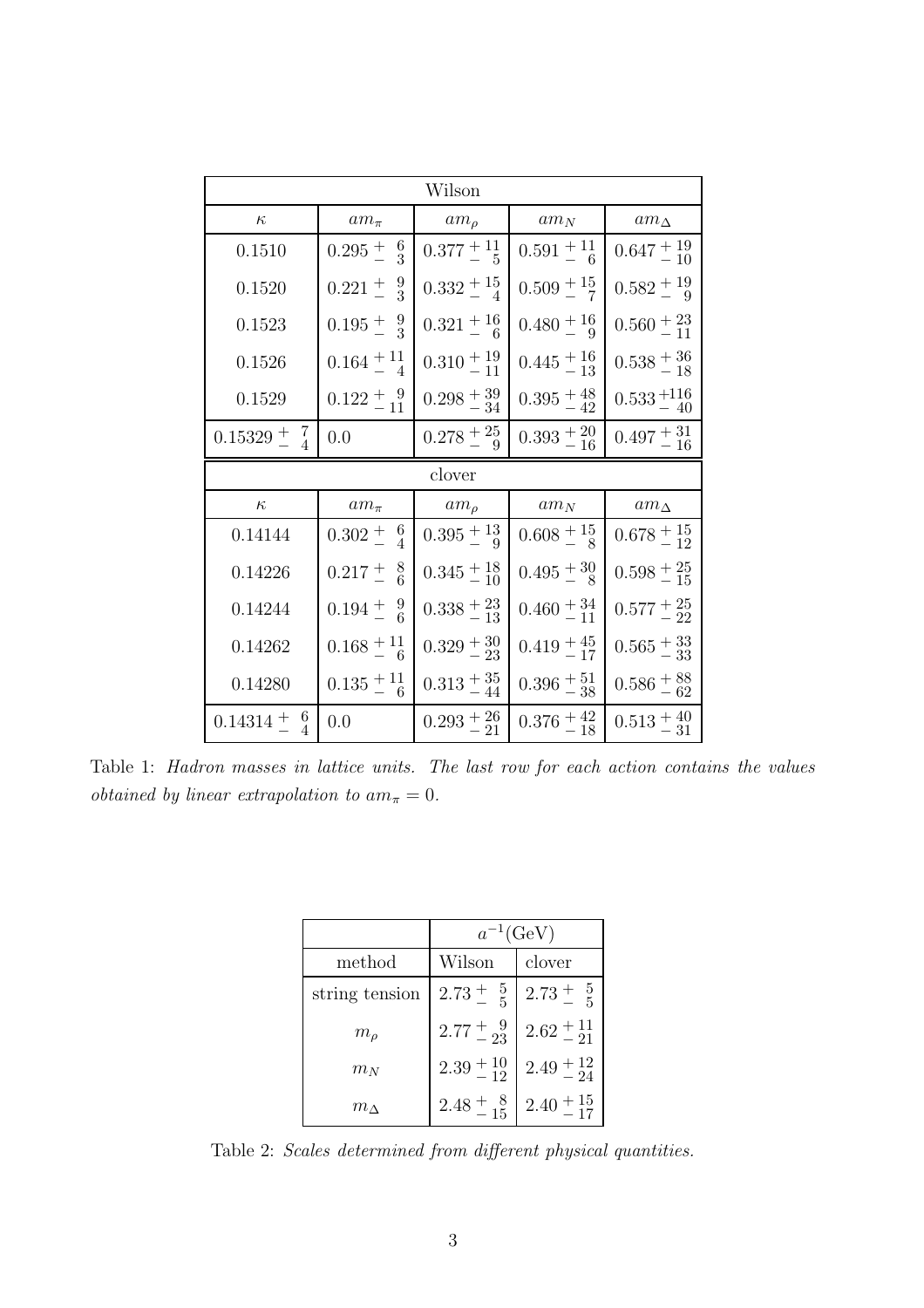| Wilson | | | | |
|---|---|---|---|---|
| $\kappa$ | $am_\pi$ | $am_\rho$ | $am_N$ | $am_\Delta$ |
| 0.1510 | $0.295^{+6}_{-3}$ | $0.377^{+11}_{-5}$ | $0.591^{+11}_{-6}$ | $0.647^{+19}_{-10}$ |
| 0.1520 | $0.221^{+9}_{-3}$ | $0.332^{+15}_{-4}$ | $0.509^{+15}_{-7}$ | $0.582^{+19}_{-9}$ |
| 0.1523 | $0.195^{+9}_{-3}$ | $0.321^{+16}_{-6}$ | $0.480^{+16}_{-9}$ | $0.560^{+23}_{-11}$ |
| 0.1526 | $0.164^{+11}_{-4}$ | $0.310^{+19}_{-11}$ | $0.445^{+16}_{-13}$ | $0.538^{+36}_{-18}$ |
| 0.1529 | $0.122^{+9}_{-11}$ | $0.298^{+39}_{-34}$ | $0.395^{+48}_{-42}$ | $0.533^{+116}_{-40}$ |
| $0.15329^{+7}_{-4}$ | 0.0 | $0.278^{+25}_{-9}$ | $0.393^{+20}_{-16}$ | $0.497^{+31}_{-16}$ |
| **clover** | | | | |
| $\kappa$ | $am_\pi$ | $am_\rho$ | $am_N$ | $am_\Delta$ |
| 0.14144 | $0.302^{+6}_{-4}$ | $0.395^{+13}_{-9}$ | $0.608^{+15}_{-8}$ | $0.678^{+15}_{-12}$ |
| 0.14226 | $0.217^{+8}_{-6}$ | $0.345^{+18}_{-10}$ | $0.495^{+30}_{-8}$ | $0.598^{+25}_{-15}$ |
| 0.14244 | $0.194^{+9}_{-6}$ | $0.338^{+23}_{-13}$ | $0.460^{+34}_{-11}$ | $0.577^{+25}_{-22}$ |
| 0.14262 | $0.168^{+11}_{-6}$ | $0.329^{+30}_{-23}$ | $0.419^{+45}_{-17}$ | $0.565^{+33}_{-33}$ |
| 0.14280 | $0.135^{+11}_{-6}$ | $0.313^{+35}_{-44}$ | $0.396^{+51}_{-38}$ | $0.586^{+88}_{-62}$ |
| $0.14314^{+6}_{-4}$ | 0.0 | $0.293^{+26}_{-21}$ | $0.376^{+42}_{-18}$ | $0.513^{+40}_{-31}$ |

Table 1: *Hadron masses in lattice units. The last row for each action contains the values obtained by linear extrapolation to $am_\pi = 0$.*

| | $a^{-1}$(GeV) | |
|---|---|---|
| method | Wilson | clover |
| string tension | $2.73^{+5}_{-5}$ | $2.73^{+5}_{-5}$ |
| $m_\rho$ | $2.77^{+9}_{-23}$ | $2.62^{+11}_{-21}$ |
| $m_N$ | $2.39^{+10}_{-12}$ | $2.49^{+12}_{-24}$ |
| $m_\Delta$ | $2.48^{+8}_{-15}$ | $2.40^{+15}_{-17}$ |

Table 2: *Scales determined from different physical quantities.*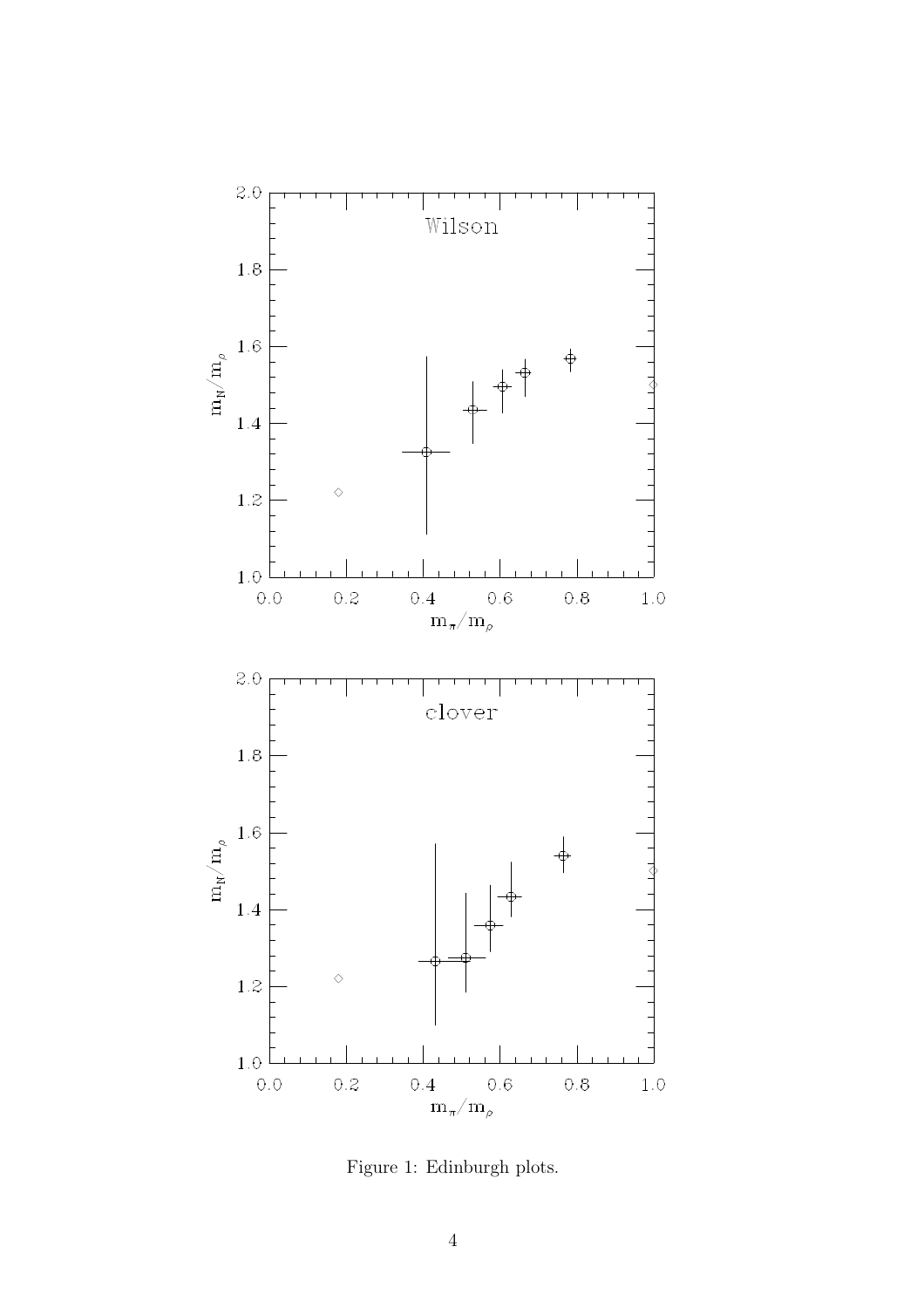Figure 1: Edinburgh plots.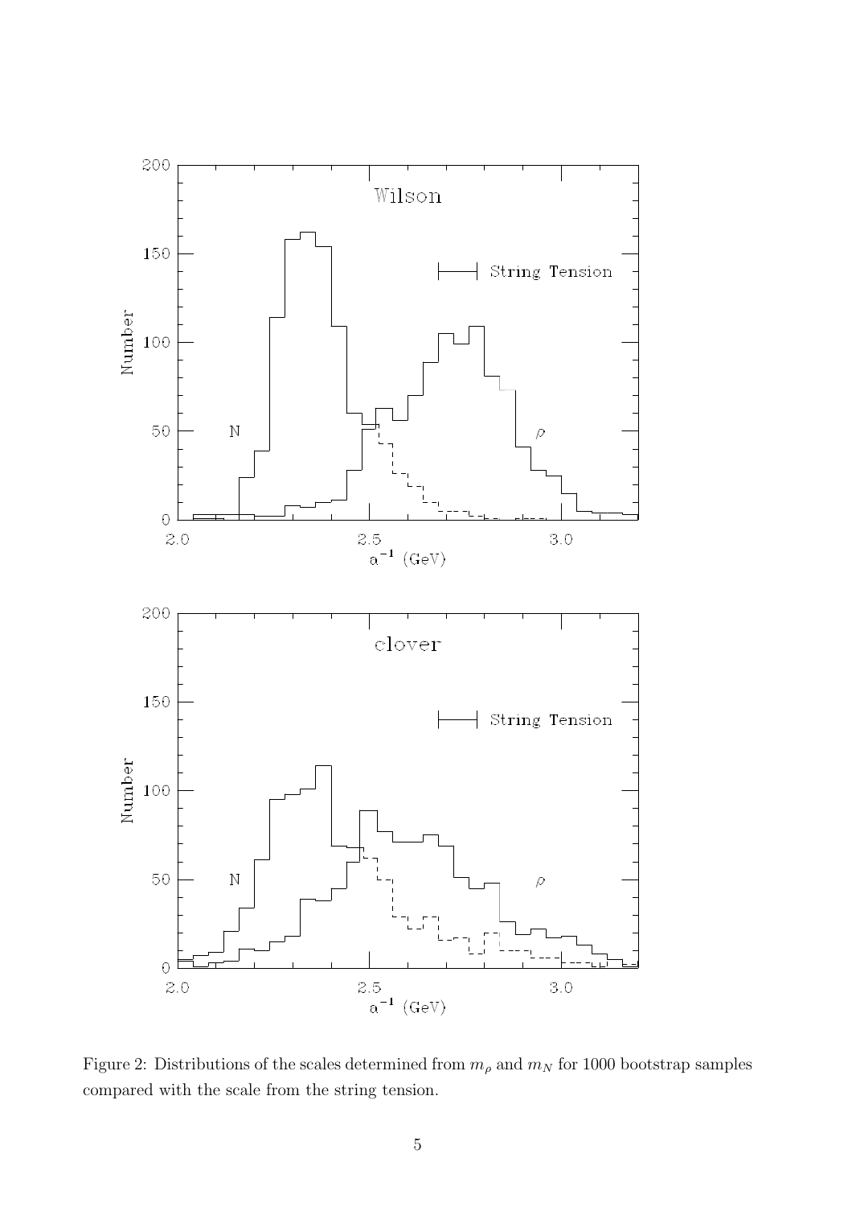Figure 2: Distributions of the scales determined from $m_\rho$ and $m_N$ for 1000 bootstrap samples compared with the scale from the string tension.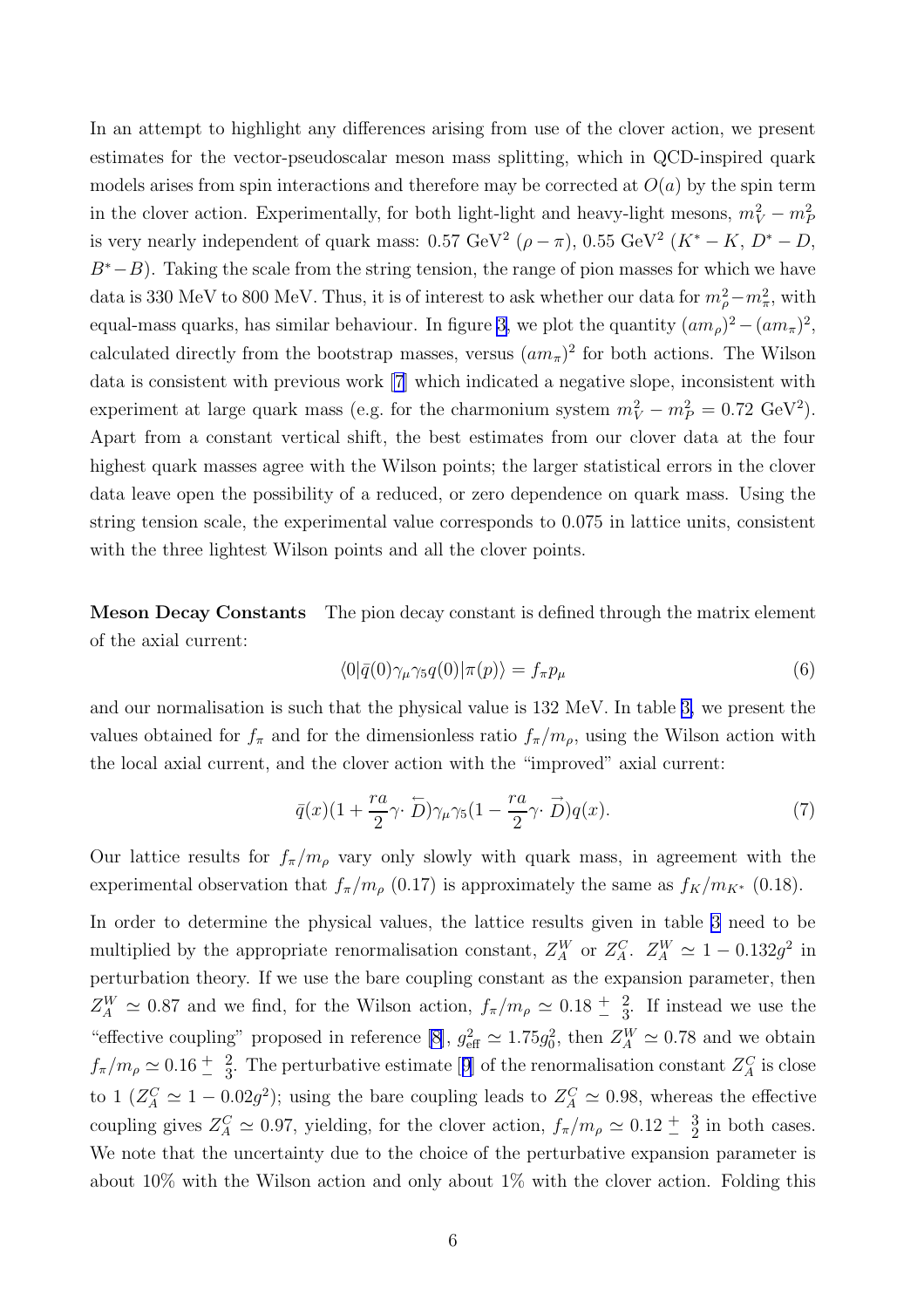In an attempt to highlight any differences arising from use of the clover action, we present estimates for the vector-pseudoscalar meson mass splitting, which in QCD-inspired quark models arises from spin interactions and therefore may be corrected at $O(a)$ by the spin term in the clover action. Experimentally, for both light-light and heavy-light mesons, $m_V^2 - m_P^2$ is very nearly independent of quark mass: 0.57 GeV$^2$ ($\rho - \pi$), 0.55 GeV$^2$ ($K^* - K$, $D^* - D$, $B^* - B$). Taking the scale from the string tension, the range of pion masses for which we have data is 330 MeV to 800 MeV. Thus, it is of interest to ask whether our data for $m_\rho^2 - m_\pi^2$, with equal-mass quarks, has similar behaviour. In figure 3, we plot the quantity $(am_\rho)^2 - (am_\pi)^2$, calculated directly from the bootstrap masses, versus $(am_\pi)^2$ for both actions. The Wilson data is consistent with previous work [7] which indicated a negative slope, inconsistent with experiment at large quark mass (e.g. for the charmonium system $m_V^2 - m_P^2 = 0.72$ GeV$^2$). Apart from a constant vertical shift, the best estimates from our clover data at the four highest quark masses agree with the Wilson points; the larger statistical errors in the clover data leave open the possibility of a reduced, or zero dependence on quark mass. Using the string tension scale, the experimental value corresponds to 0.075 in lattice units, consistent with the three lightest Wilson points and all the clover points.

**Meson Decay Constants** The pion decay constant is defined through the matrix element of the axial current:

$$\langle 0|\bar{q}(0)\gamma_\mu\gamma_5 q(0)|\pi(p)\rangle = f_\pi p_\mu \tag{6}$$

and our normalisation is such that the physical value is 132 MeV. In table 3, we present the values obtained for $f_\pi$ and for the dimensionless ratio $f_\pi/m_\rho$, using the Wilson action with the local axial current, and the clover action with the "improved" axial current:

$$\bar{q}(x)(1 + \frac{ra}{2}\gamma\cdot \overleftarrow{D})\gamma_\mu\gamma_5(1 - \frac{ra}{2}\gamma\cdot \overrightarrow{D})q(x). \tag{7}$$

Our lattice results for $f_\pi/m_\rho$ vary only slowly with quark mass, in agreement with the experimental observation that $f_\pi/m_\rho$ (0.17) is approximately the same as $f_K/m_{K^*}$ (0.18).

In order to determine the physical values, the lattice results given in table 3 need to be multiplied by the appropriate renormalisation constant, $Z_A^W$ or $Z_A^C$. $Z_A^W \simeq 1 - 0.132g^2$ in perturbation theory. If we use the bare coupling constant as the expansion parameter, then $Z_A^W \simeq 0.87$ and we find, for the Wilson action, $f_\pi/m_\rho \simeq 0.18\,^{+}_{-}\,^{2}_{3}$. If instead we use the "effective coupling" proposed in reference [8], $g_{\text{eff}}^2 \simeq 1.75g_0^2$, then $Z_A^W \simeq 0.78$ and we obtain $f_\pi/m_\rho \simeq 0.16\,^{+}_{-}\,^{2}_{3}$. The perturbative estimate [9] of the renormalisation constant $Z_A^C$ is close to 1 ($Z_A^C \simeq 1 - 0.02g^2$); using the bare coupling leads to $Z_A^C \simeq 0.98$, whereas the effective coupling gives $Z_A^C \simeq 0.97$, yielding, for the clover action, $f_\pi/m_\rho \simeq 0.12\,^{+}_{-}\,^{3}_{2}$ in both cases. We note that the uncertainty due to the choice of the perturbative expansion parameter is about 10% with the Wilson action and only about 1% with the clover action. Folding this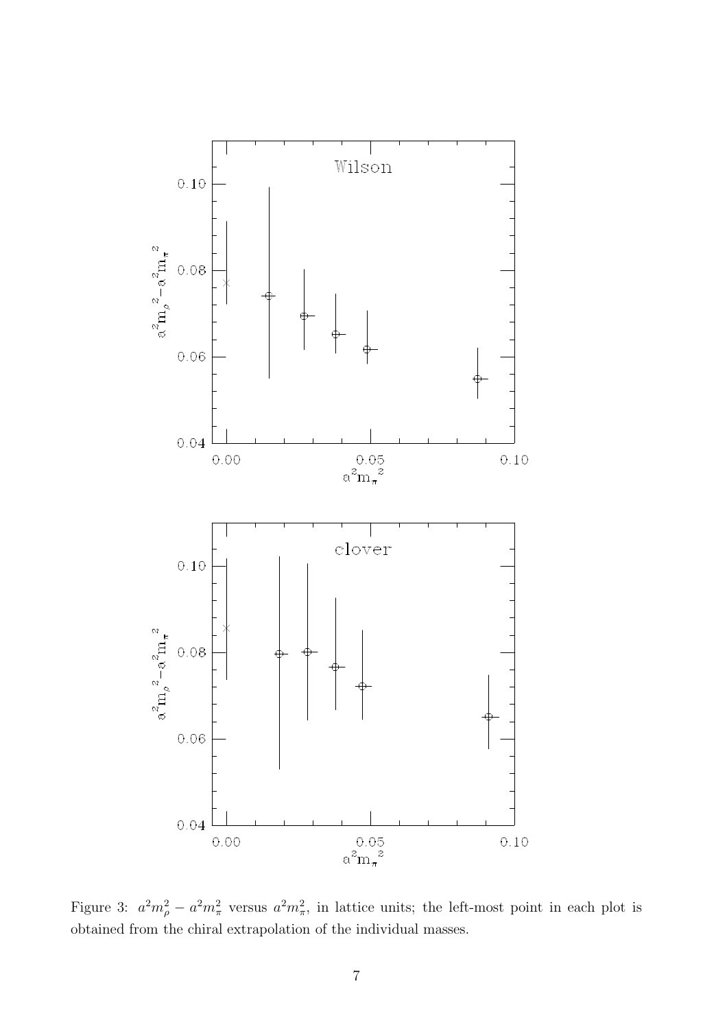Figure 3: $a^2m_\rho^2 - a^2m_\pi^2$ versus $a^2m_\pi^2$, in lattice units; the left-most point in each plot is obtained from the chiral extrapolation of the individual masses.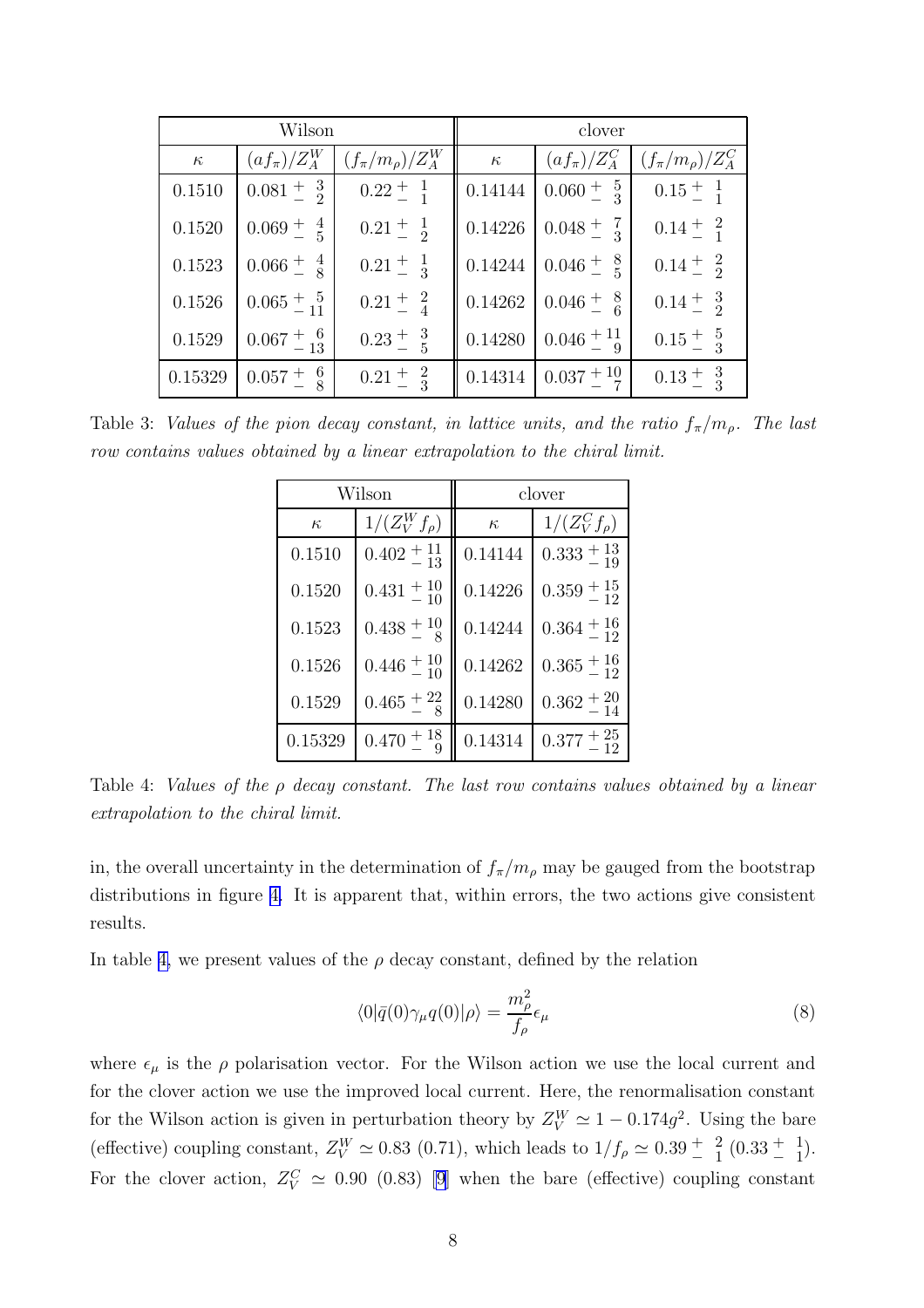| Wilson | | | clover | | |
|---|---|---|---|---|---|
| $\kappa$ | $(af_\pi)/Z_A^W$ | $(f_\pi/m_\rho)/Z_A^W$ | $\kappa$ | $(af_\pi)/Z_A^C$ | $(f_\pi/m_\rho)/Z_A^C$ |
| 0.1510 | $0.081\,^{+\ 3}_{-\ 2}$ | $0.22\,^{+\ 1}_{-\ 1}$ | 0.14144 | $0.060\,^{+\ 5}_{-\ 3}$ | $0.15\,^{+\ 1}_{-\ 1}$ |
| 0.1520 | $0.069\,^{+\ 4}_{-\ 5}$ | $0.21\,^{+\ 1}_{-\ 2}$ | 0.14226 | $0.048\,^{+\ 7}_{-\ 3}$ | $0.14\,^{+\ 2}_{-\ 1}$ |
| 0.1523 | $0.066\,^{+\ 4}_{-\ 8}$ | $0.21\,^{+\ 1}_{-\ 3}$ | 0.14244 | $0.046\,^{+\ 8}_{-\ 5}$ | $0.14\,^{+\ 2}_{-\ 2}$ |
| 0.1526 | $0.065\,^{+\ 5}_{-\ 11}$ | $0.21\,^{+\ 2}_{-\ 4}$ | 0.14262 | $0.046\,^{+\ 8}_{-\ 6}$ | $0.14\,^{+\ 3}_{-\ 2}$ |
| 0.1529 | $0.067\,^{+\ 6}_{-\ 13}$ | $0.23\,^{+\ 3}_{-\ 5}$ | 0.14280 | $0.046\,^{+\ 11}_{-\ 9}$ | $0.15\,^{+\ 5}_{-\ 3}$ |
| 0.15329 | $0.057\,^{+\ 6}_{-\ 8}$ | $0.21\,^{+\ 2}_{-\ 3}$ | 0.14314 | $0.037\,^{+\ 10}_{-\ 7}$ | $0.13\,^{+\ 3}_{-\ 3}$ |

Table 3: *Values of the pion decay constant, in lattice units, and the ratio $f_\pi/m_\rho$. The last row contains values obtained by a linear extrapolation to the chiral limit.*

| Wilson | | clover | |
|---|---|---|---|
| $\kappa$ | $1/(Z_V^W f_\rho)$ | $\kappa$ | $1/(Z_V^C f_\rho)$ |
| 0.1510 | $0.402\,^{+\ 11}_{-\ 13}$ | 0.14144 | $0.333\,^{+\ 13}_{-\ 19}$ |
| 0.1520 | $0.431\,^{+\ 10}_{-\ 10}$ | 0.14226 | $0.359\,^{+\ 15}_{-\ 12}$ |
| 0.1523 | $0.438\,^{+\ 10}_{-\ 8}$ | 0.14244 | $0.364\,^{+\ 16}_{-\ 12}$ |
| 0.1526 | $0.446\,^{+\ 10}_{-\ 10}$ | 0.14262 | $0.365\,^{+\ 16}_{-\ 12}$ |
| 0.1529 | $0.465\,^{+\ 22}_{-\ 8}$ | 0.14280 | $0.362\,^{+\ 20}_{-\ 14}$ |
| 0.15329 | $0.470\,^{+\ 18}_{-\ 9}$ | 0.14314 | $0.377\,^{+\ 25}_{-\ 12}$ |

Table 4: *Values of the $\rho$ decay constant. The last row contains values obtained by a linear extrapolation to the chiral limit.*

in, the overall uncertainty in the determination of $f_\pi/m_\rho$ may be gauged from the bootstrap distributions in figure 4. It is apparent that, within errors, the two actions give consistent results.

In table 4, we present values of the $\rho$ decay constant, defined by the relation

$$\langle 0|\bar{q}(0)\gamma_\mu q(0)|\rho\rangle = \frac{m_\rho^2}{f_\rho}\epsilon_\mu \tag{8}$$

where $\epsilon_\mu$ is the $\rho$ polarisation vector. For the Wilson action we use the local current and for the clover action we use the improved local current. Here, the renormalisation constant for the Wilson action is given in perturbation theory by $Z_V^W \simeq 1 - 0.174g^2$. Using the bare (effective) coupling constant, $Z_V^W \simeq 0.83$ (0.71), which leads to $1/f_\rho \simeq 0.39\,^{+\ 2}_{-\ 1}$ ($0.33\,^{+\ 1}_{-\ 1}$). For the clover action, $Z_V^C \simeq 0.90$ (0.83) [9] when the bare (effective) coupling constant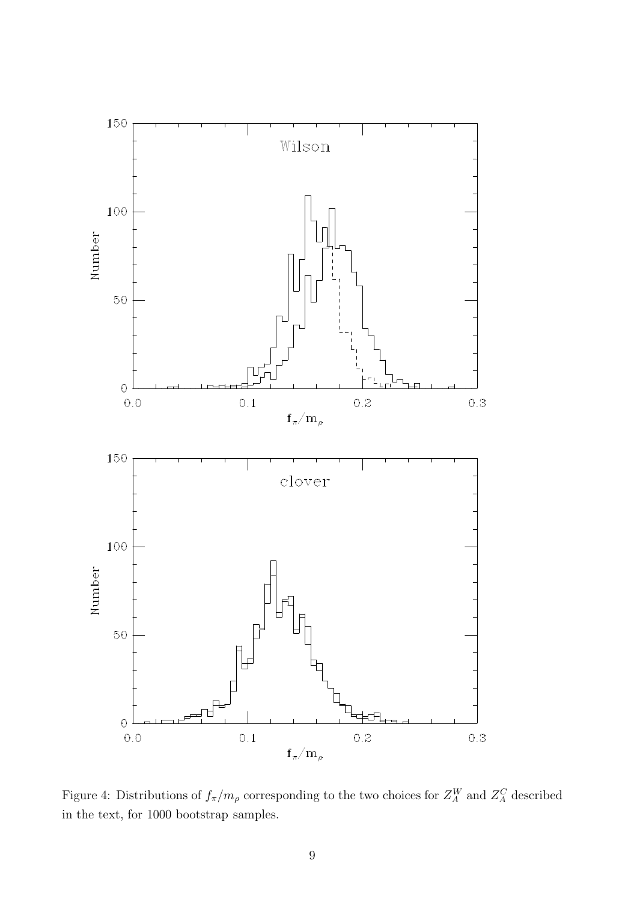Figure 4: Distributions of $f_\pi/m_\rho$ corresponding to the two choices for $Z_A^W$ and $Z_A^C$ described in the text, for 1000 bootstrap samples.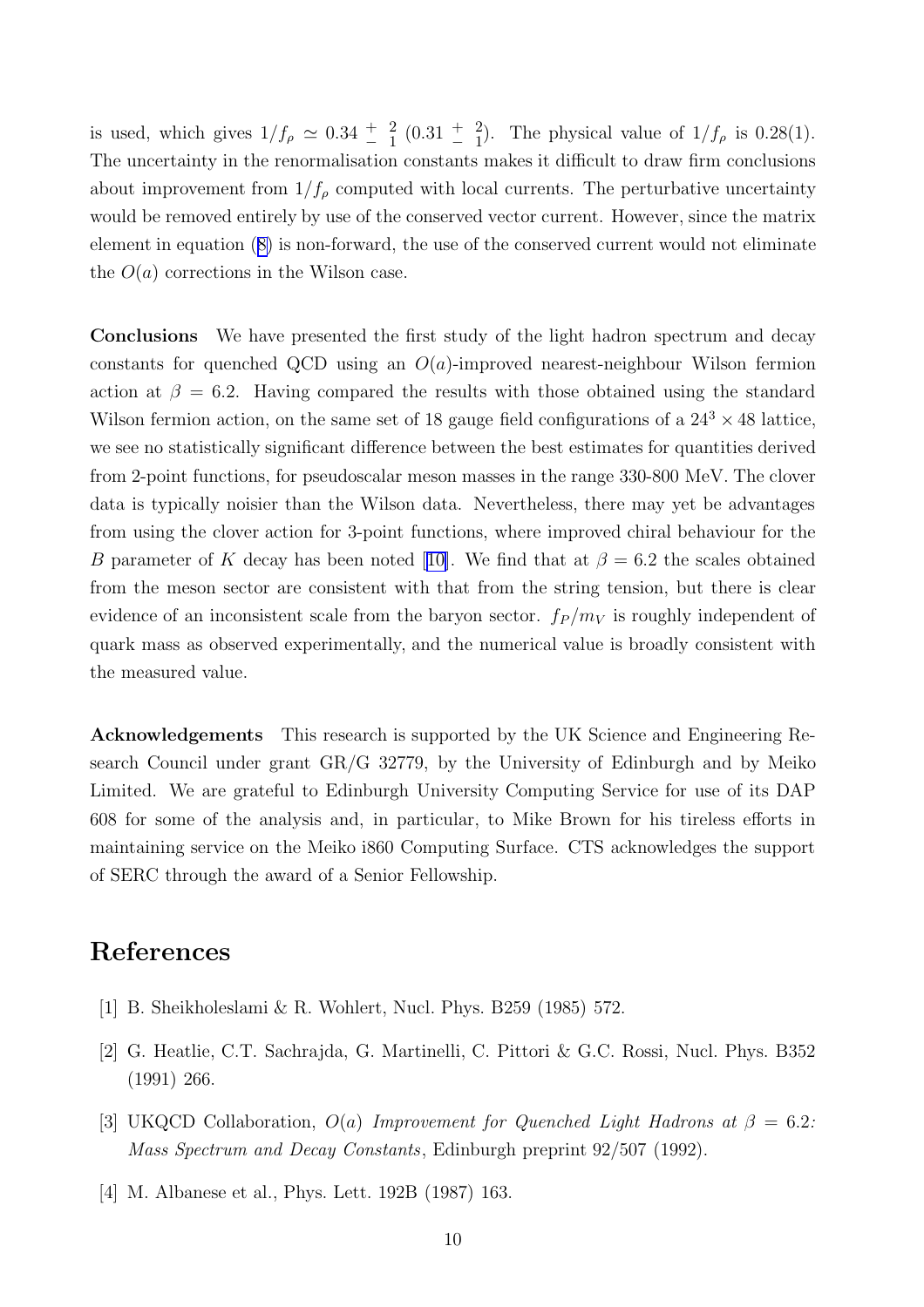is used, which gives $1/f_\rho \simeq 0.34 {}^{+}_{-} {}^{2}_{1}$ $(0.31 {}^{+}_{-} {}^{2}_{1})$. The physical value of $1/f_\rho$ is 0.28(1). The uncertainty in the renormalisation constants makes it difficult to draw firm conclusions about improvement from $1/f_\rho$ computed with local currents. The perturbative uncertainty would be removed entirely by use of the conserved vector current. However, since the matrix element in equation (8) is non-forward, the use of the conserved current would not eliminate the $O(a)$ corrections in the Wilson case.

**Conclusions** We have presented the first study of the light hadron spectrum and decay constants for quenched QCD using an $O(a)$-improved nearest-neighbour Wilson fermion action at $\beta = 6.2$. Having compared the results with those obtained using the standard Wilson fermion action, on the same set of 18 gauge field configurations of a $24^3 \times 48$ lattice, we see no statistically significant difference between the best estimates for quantities derived from 2-point functions, for pseudoscalar meson masses in the range 330-800 MeV. The clover data is typically noisier than the Wilson data. Nevertheless, there may yet be advantages from using the clover action for 3-point functions, where improved chiral behaviour for the $B$ parameter of $K$ decay has been noted [10]. We find that at $\beta = 6.2$ the scales obtained from the meson sector are consistent with that from the string tension, but there is clear evidence of an inconsistent scale from the baryon sector. $f_P/m_V$ is roughly independent of quark mass as observed experimentally, and the numerical value is broadly consistent with the measured value.

**Acknowledgements** This research is supported by the UK Science and Engineering Research Council under grant GR/G 32779, by the University of Edinburgh and by Meiko Limited. We are grateful to Edinburgh University Computing Service for use of its DAP 608 for some of the analysis and, in particular, to Mike Brown for his tireless efforts in maintaining service on the Meiko i860 Computing Surface. CTS acknowledges the support of SERC through the award of a Senior Fellowship.

# References

[1] B. Sheikholeslami & R. Wohlert, Nucl. Phys. B259 (1985) 572.

[2] G. Heatlie, C.T. Sachrajda, G. Martinelli, C. Pittori & G.C. Rossi, Nucl. Phys. B352 (1991) 266.

[3] UKQCD Collaboration, *$O(a)$ Improvement for Quenched Light Hadrons at $\beta = 6.2$: Mass Spectrum and Decay Constants*, Edinburgh preprint 92/507 (1992).

[4] M. Albanese et al., Phys. Lett. 192B (1987) 163.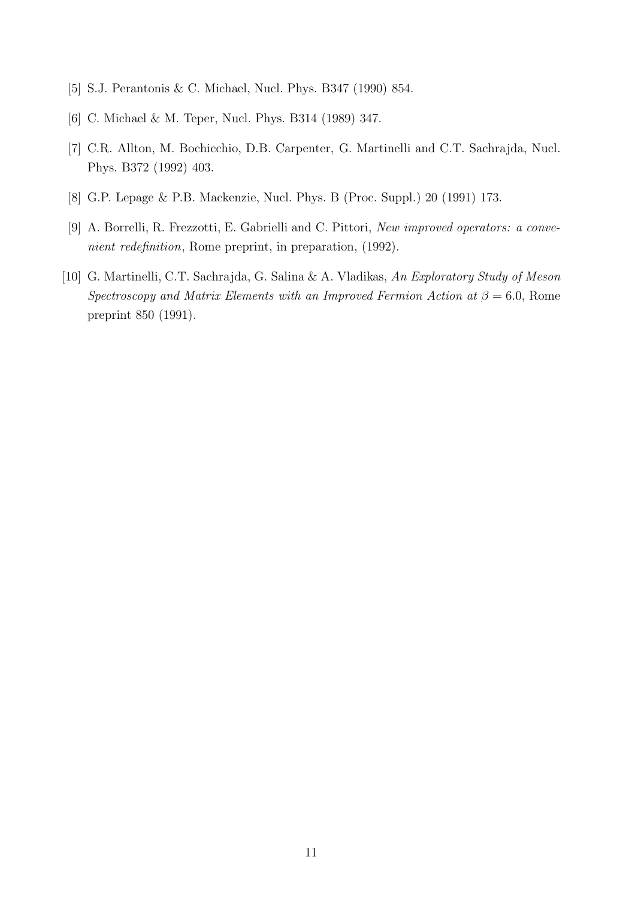[5] S.J. Perantonis & C. Michael, Nucl. Phys. B347 (1990) 854.

[6] C. Michael & M. Teper, Nucl. Phys. B314 (1989) 347.

[7] C.R. Allton, M. Bochicchio, D.B. Carpenter, G. Martinelli and C.T. Sachrajda, Nucl. Phys. B372 (1992) 403.

[8] G.P. Lepage & P.B. Mackenzie, Nucl. Phys. B (Proc. Suppl.) 20 (1991) 173.

[9] A. Borrelli, R. Frezzotti, E. Gabrielli and C. Pittori, *New improved operators: a convenient redefinition*, Rome preprint, in preparation, (1992).

[10] G. Martinelli, C.T. Sachrajda, G. Salina & A. Vladikas, *An Exploratory Study of Meson Spectroscopy and Matrix Elements with an Improved Fermion Action at $\beta = 6.0$*, Rome preprint 850 (1991).